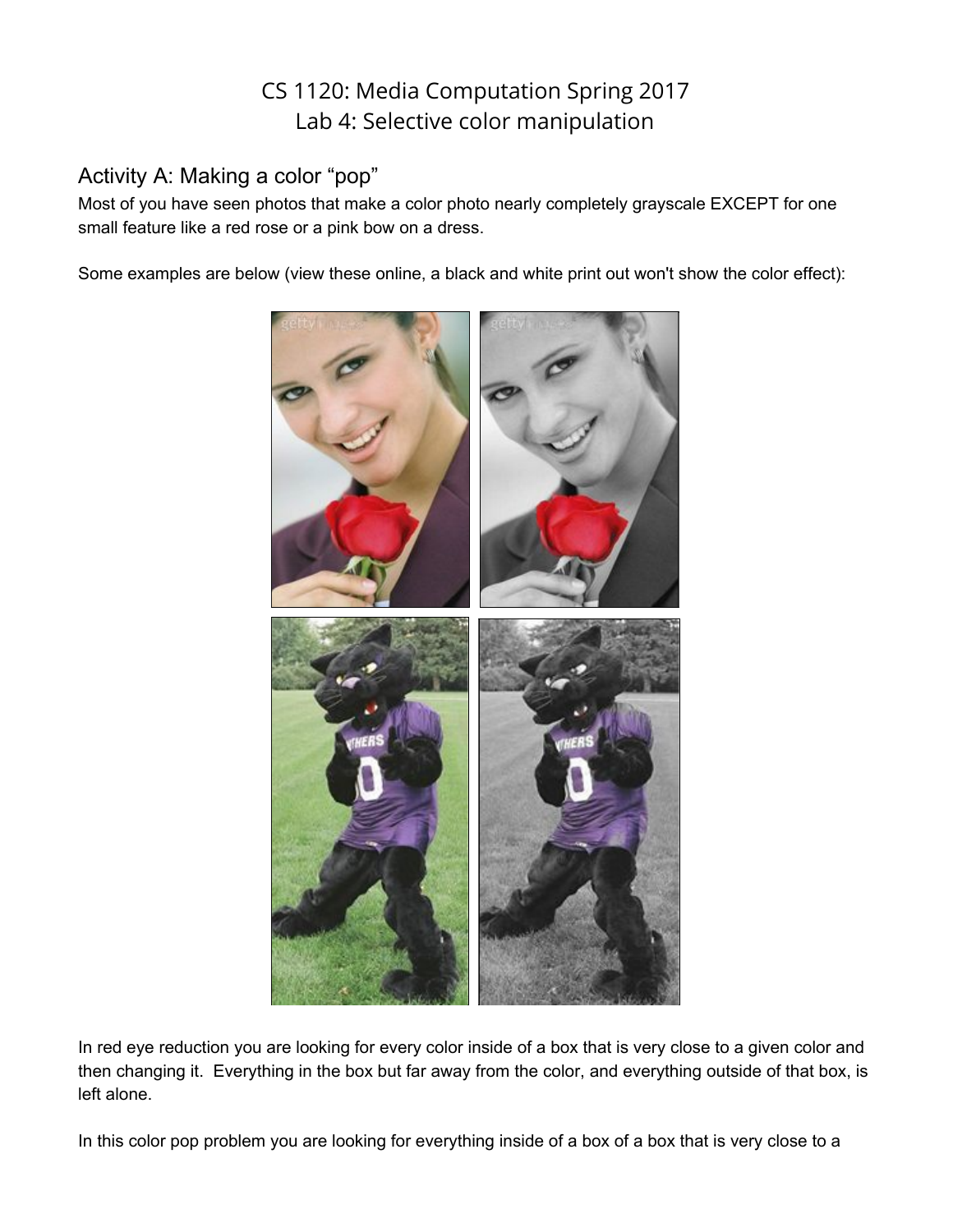# CS 1120: Media Computation Spring 2017
# Lab 4: Selective color manipulation

## Activity A: Making a color "pop"

Most of you have seen photos that make a color photo nearly completely grayscale EXCEPT for one small feature like a red rose or a pink bow on a dress.

Some examples are below (view these online, a black and white print out won't show the color effect):

In red eye reduction you are looking for every color inside of a box that is very close to a given color and then changing it. Everything in the box but far away from the color, and everything outside of that box, is left alone.

In this color pop problem you are looking for everything inside of a box of a box that is very close to a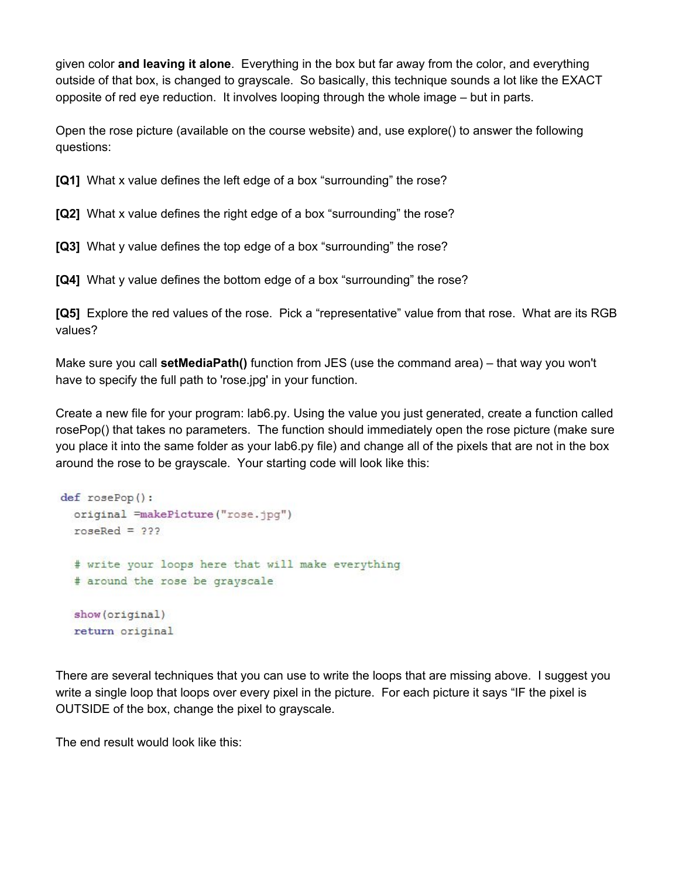given color **and leaving it alone**. Everything in the box but far away from the color, and everything outside of that box, is changed to grayscale. So basically, this technique sounds a lot like the EXACT opposite of red eye reduction. It involves looping through the whole image – but in parts.

Open the rose picture (available on the course website) and, use explore() to answer the following questions:

**[Q1]** What x value defines the left edge of a box "surrounding" the rose?

**[Q2]** What x value defines the right edge of a box "surrounding" the rose?

**[Q3]** What y value defines the top edge of a box "surrounding" the rose?

**[Q4]** What y value defines the bottom edge of a box "surrounding" the rose?

**[Q5]** Explore the red values of the rose. Pick a "representative" value from that rose. What are its RGB values?

Make sure you call **setMediaPath()** function from JES (use the command area) – that way you won't have to specify the full path to 'rose.jpg' in your function.

Create a new file for your program: lab6.py. Using the value you just generated, create a function called rosePop() that takes no parameters. The function should immediately open the rose picture (make sure you place it into the same folder as your lab6.py file) and change all of the pixels that are not in the box around the rose to be grayscale. Your starting code will look like this:

```
def rosePop():
  original =makePicture("rose.jpg")
  roseRed = ???

  # write your loops here that will make everything
  # around the rose be grayscale

  show(original)
  return original
```

There are several techniques that you can use to write the loops that are missing above. I suggest you write a single loop that loops over every pixel in the picture. For each picture it says "IF the pixel is OUTSIDE of the box, change the pixel to grayscale.

The end result would look like this: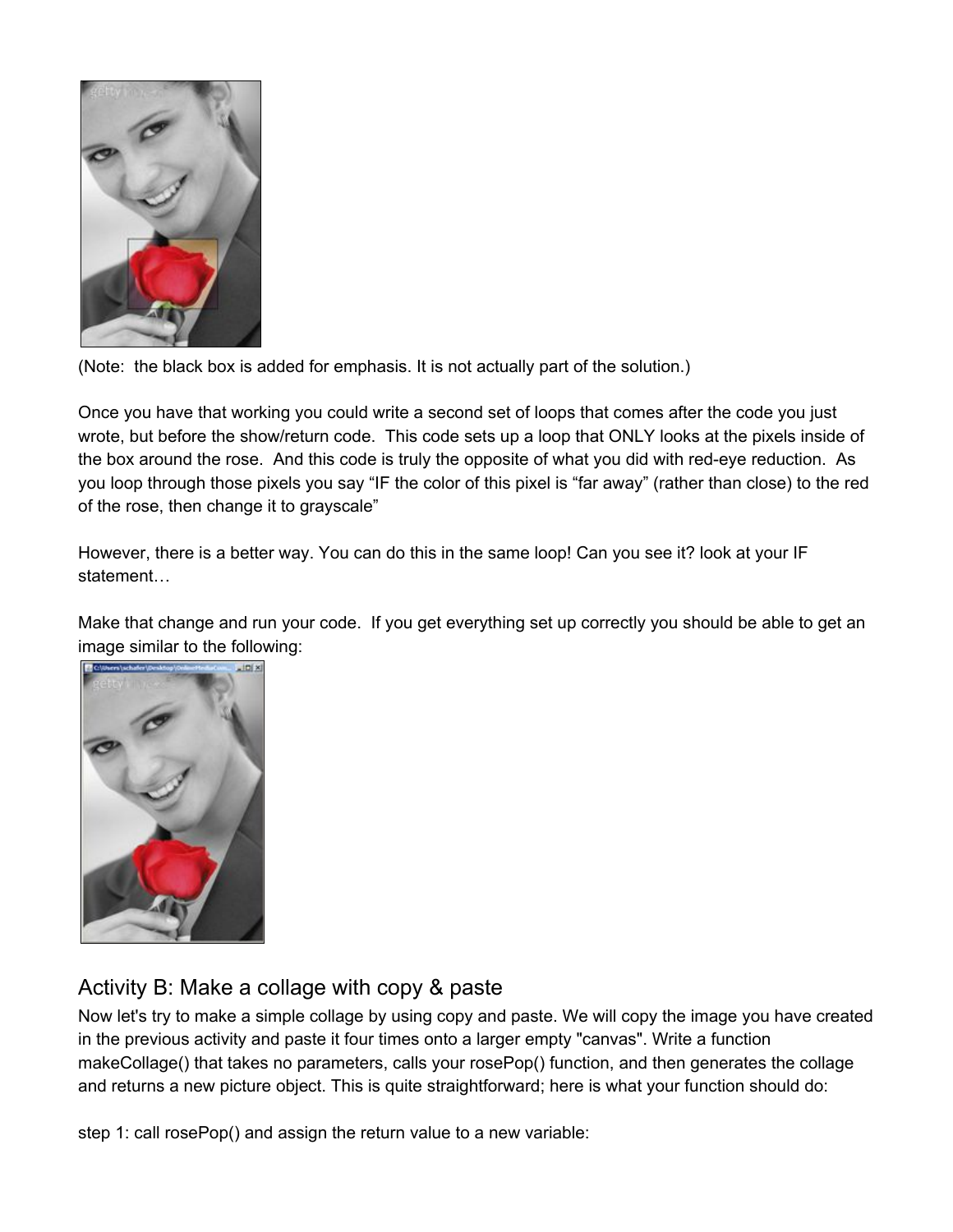(Note: the black box is added for emphasis. It is not actually part of the solution.)

Once you have that working you could write a second set of loops that comes after the code you just wrote, but before the show/return code. This code sets up a loop that ONLY looks at the pixels inside of the box around the rose. And this code is truly the opposite of what you did with red-eye reduction. As you loop through those pixels you say "IF the color of this pixel is "far away" (rather than close) to the red of the rose, then change it to grayscale"

However, there is a better way. You can do this in the same loop! Can you see it? look at your IF statement…

Make that change and run your code. If you get everything set up correctly you should be able to get an image similar to the following:

## Activity B: Make a collage with copy & paste

Now let's try to make a simple collage by using copy and paste. We will copy the image you have created in the previous activity and paste it four times onto a larger empty "canvas". Write a function makeCollage() that takes no parameters, calls your rosePop() function, and then generates the collage and returns a new picture object. This is quite straightforward; here is what your function should do:

step 1: call rosePop() and assign the return value to a new variable: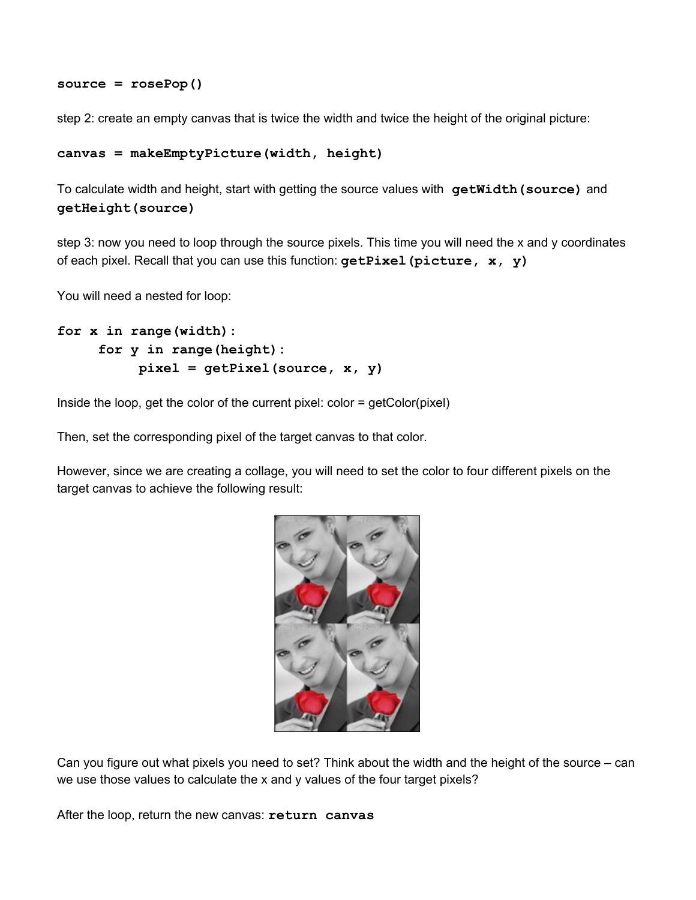```
source = rosePop()
```

step 2: create an empty canvas that is twice the width and twice the height of the original picture:

```
canvas = makeEmptyPicture(width, height)
```

To calculate width and height, start with getting the source values with **getWidth(source)** and **getHeight(source)**

step 3: now you need to loop through the source pixels. This time you will need the x and y coordinates of each pixel. Recall that you can use this function: **getPixel(picture, x, y)**

You will need a nested for loop:

```
for x in range(width):
    for y in range(height):
        pixel = getPixel(source, x, y)
```

Inside the loop, get the color of the current pixel: color = getColor(pixel)

Then, set the corresponding pixel of the target canvas to that color.

However, since we are creating a collage, you will need to set the color to four different pixels on the target canvas to achieve the following result:

Can you figure out what pixels you need to set? Think about the width and the height of the source – can we use those values to calculate the x and y values of the four target pixels?

After the loop, return the new canvas: **return canvas**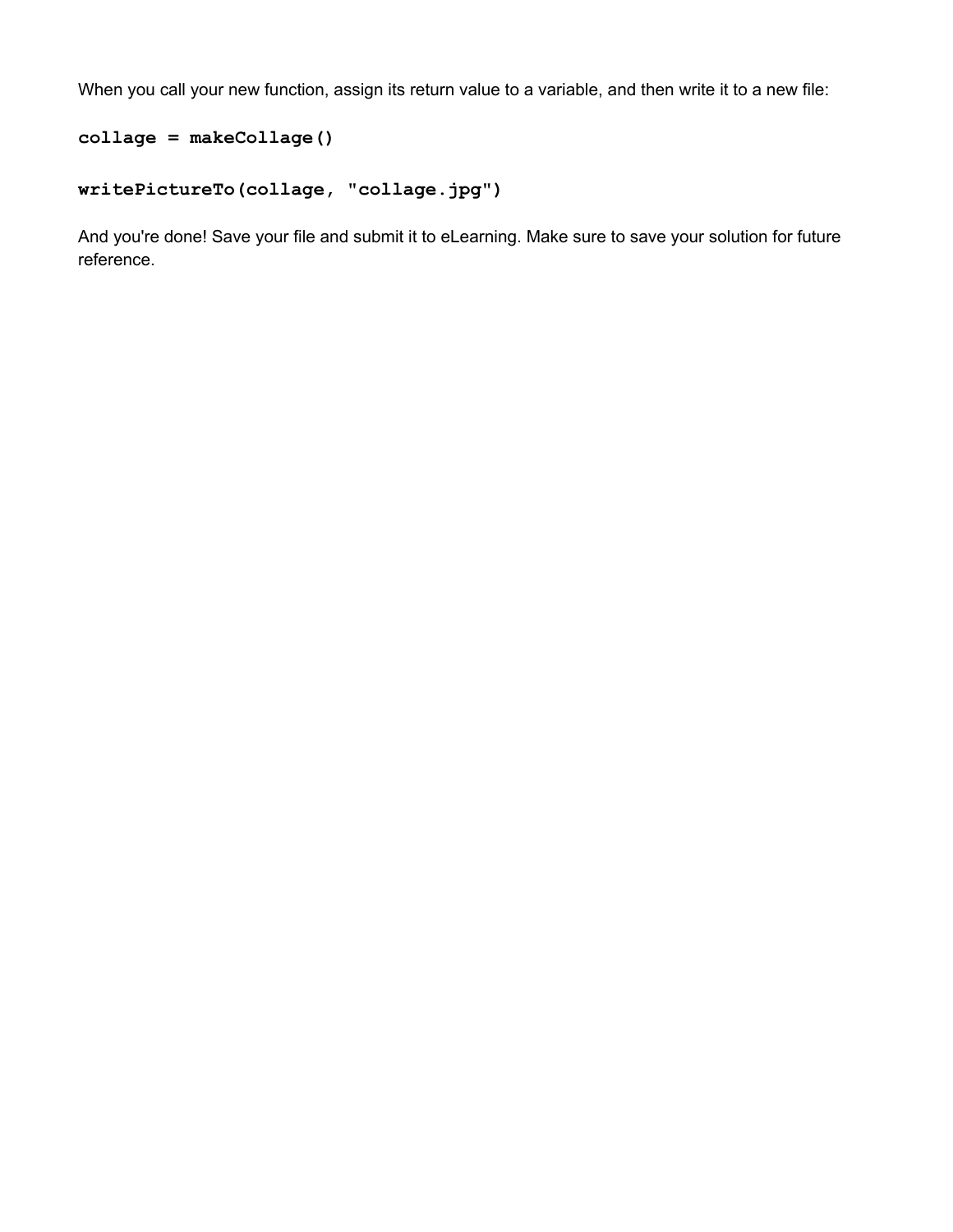When you call your new function, assign its return value to a variable, and then write it to a new file:

```
collage = makeCollage()

writePictureTo(collage, "collage.jpg")
```

And you're done! Save your file and submit it to eLearning. Make sure to save your solution for future reference.